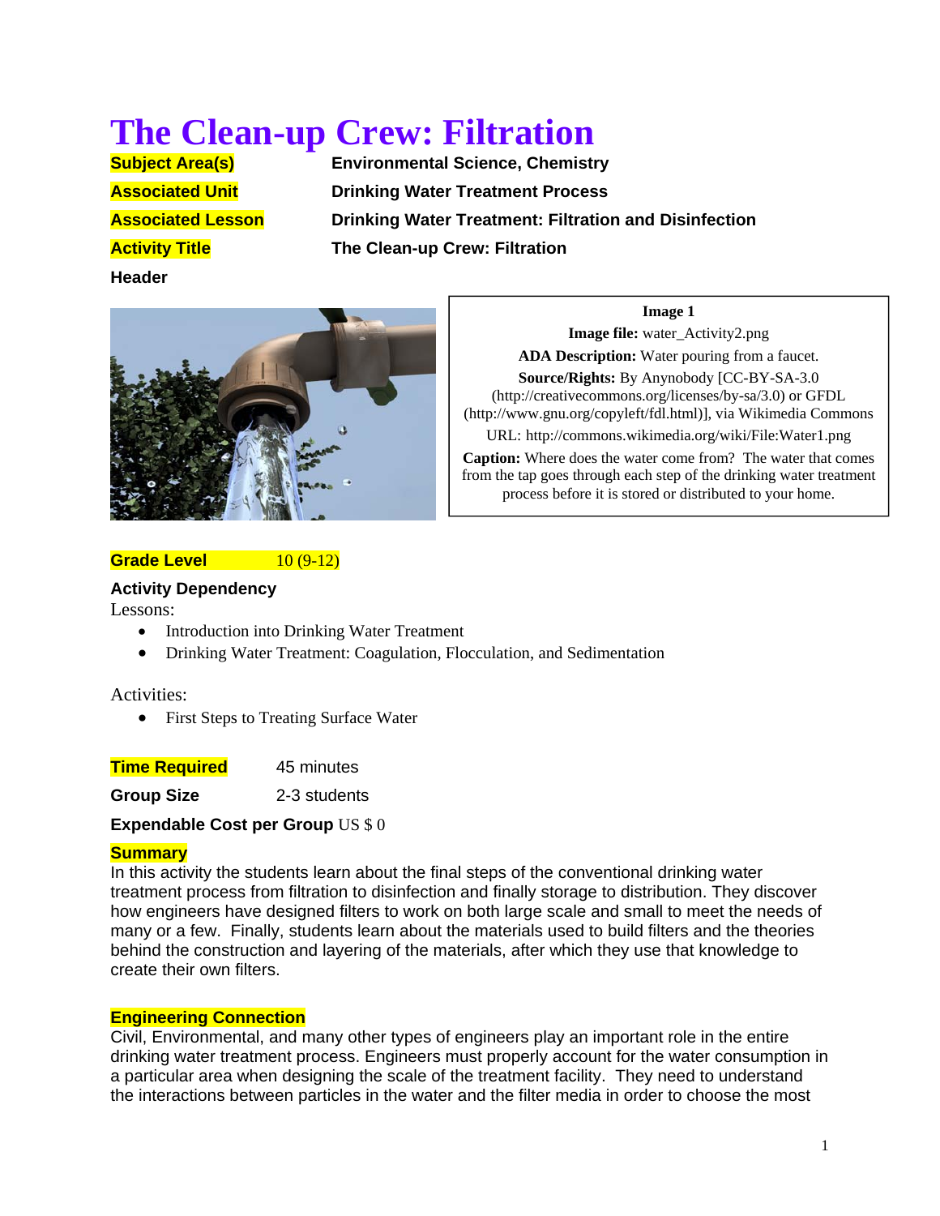# The Clean-up Crew: Filtration

**Subject Area(s)** Environmental Science, Chemistry

**Associated Unit** Drinking Water Treatment Process

**Associated Lesson** Drinking Water Treatment: Filtration and Disinfection

**Activity Title** The Clean-up Crew: Filtration

**Header**

**Image 1**
**Image file:** water_Activity2.png
**ADA Description:** Water pouring from a faucet.
**Source/Rights:** By Anynobody [CC-BY-SA-3.0 (http://creativecommons.org/licenses/by-sa/3.0) or GFDL (http://www.gnu.org/copyleft/fdl.html)], via Wikimedia Commons
URL: http://commons.wikimedia.org/wiki/File:Water1.png
**Caption:** Where does the water come from? The water that comes from the tap goes through each step of the drinking water treatment process before it is stored or distributed to your home.

**Grade Level** 10 (9-12)

**Activity Dependency**

Lessons:

- Introduction into Drinking Water Treatment
- Drinking Water Treatment: Coagulation, Flocculation, and Sedimentation

Activities:

- First Steps to Treating Surface Water

**Time Required** 45 minutes

**Group Size** 2-3 students

**Expendable Cost per Group** US $ 0

**Summary**

In this activity the students learn about the final steps of the conventional drinking water treatment process from filtration to disinfection and finally storage to distribution. They discover how engineers have designed filters to work on both large scale and small to meet the needs of many or a few. Finally, students learn about the materials used to build filters and the theories behind the construction and layering of the materials, after which they use that knowledge to create their own filters.

**Engineering Connection**

Civil, Environmental, and many other types of engineers play an important role in the entire drinking water treatment process. Engineers must properly account for the water consumption in a particular area when designing the scale of the treatment facility. They need to understand the interactions between particles in the water and the filter media in order to choose the most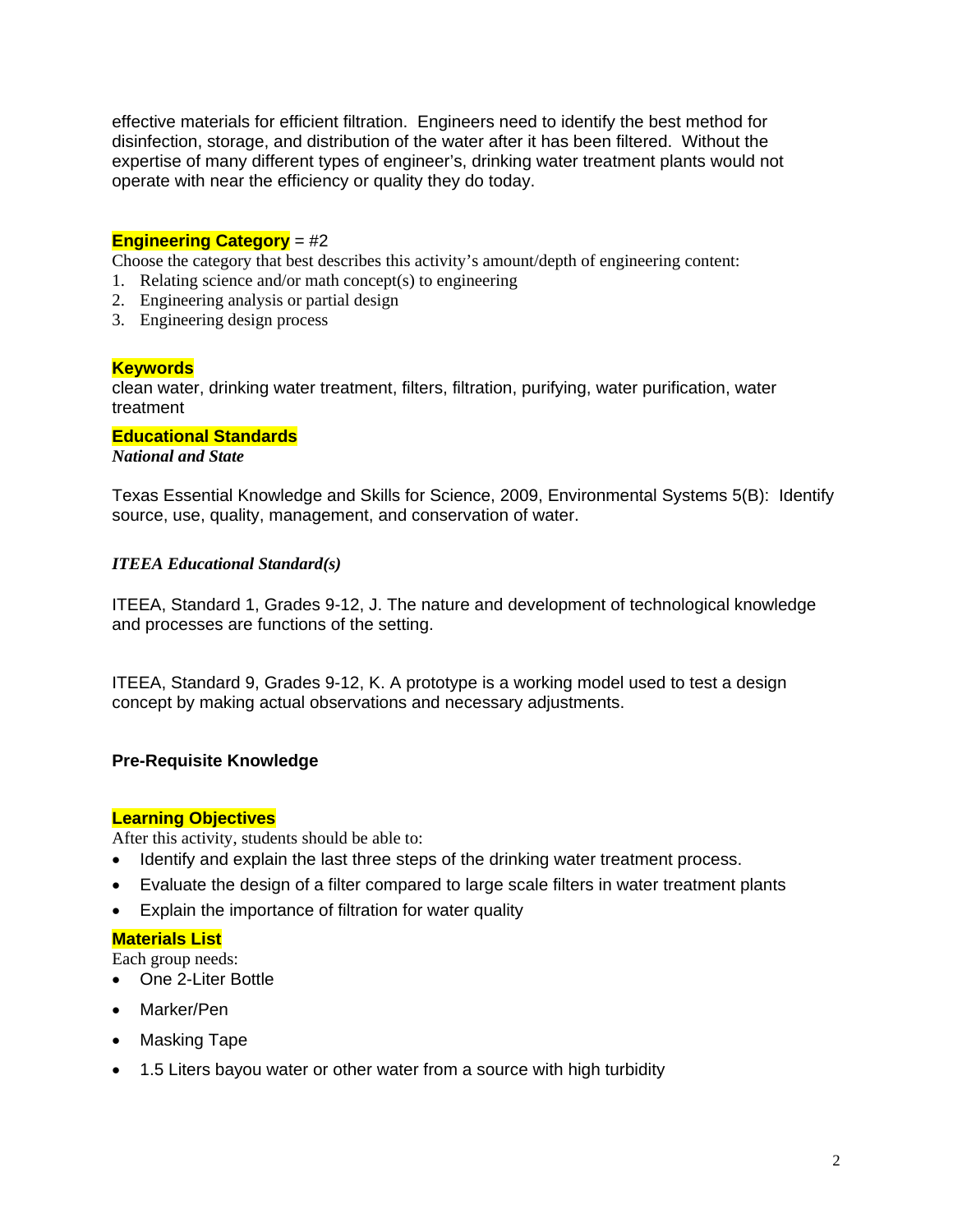effective materials for efficient filtration. Engineers need to identify the best method for disinfection, storage, and distribution of the water after it has been filtered. Without the expertise of many different types of engineer's, drinking water treatment plants would not operate with near the efficiency or quality they do today.

**Engineering Category** = #2

Choose the category that best describes this activity's amount/depth of engineering content:

1. Relating science and/or math concept(s) to engineering
2. Engineering analysis or partial design
3. Engineering design process

**Keywords**

clean water, drinking water treatment, filters, filtration, purifying, water purification, water treatment

**Educational Standards**

***National and State***

Texas Essential Knowledge and Skills for Science, 2009, Environmental Systems 5(B): Identify source, use, quality, management, and conservation of water.

***ITEEA Educational Standard(s)***

ITEEA, Standard 1, Grades 9-12, J. The nature and development of technological knowledge and processes are functions of the setting.

ITEEA, Standard 9, Grades 9-12, K. A prototype is a working model used to test a design concept by making actual observations and necessary adjustments.

**Pre-Requisite Knowledge**

**Learning Objectives**

After this activity, students should be able to:

- Identify and explain the last three steps of the drinking water treatment process.
- Evaluate the design of a filter compared to large scale filters in water treatment plants
- Explain the importance of filtration for water quality

**Materials List**

Each group needs:

- One 2-Liter Bottle
- Marker/Pen
- Masking Tape
- 1.5 Liters bayou water or other water from a source with high turbidity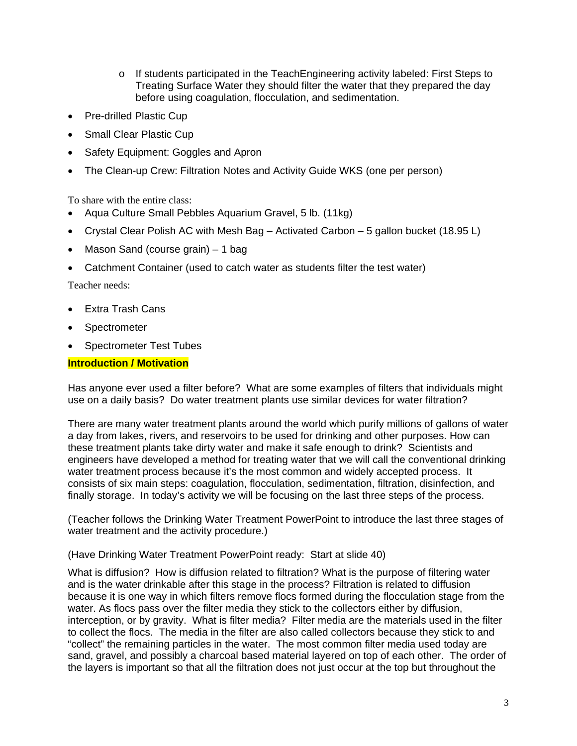- If students participated in the TeachEngineering activity labeled: First Steps to Treating Surface Water they should filter the water that they prepared the day before using coagulation, flocculation, and sedimentation.

- Pre-drilled Plastic Cup
- Small Clear Plastic Cup
- Safety Equipment: Goggles and Apron
- The Clean-up Crew: Filtration Notes and Activity Guide WKS (one per person)

To share with the entire class:

- Aqua Culture Small Pebbles Aquarium Gravel, 5 lb. (11kg)
- Crystal Clear Polish AC with Mesh Bag – Activated Carbon – 5 gallon bucket (18.95 L)
- Mason Sand (course grain) – 1 bag
- Catchment Container (used to catch water as students filter the test water)

Teacher needs:

- Extra Trash Cans
- Spectrometer
- Spectrometer Test Tubes

**Introduction / Motivation**

Has anyone ever used a filter before? What are some examples of filters that individuals might use on a daily basis? Do water treatment plants use similar devices for water filtration?

There are many water treatment plants around the world which purify millions of gallons of water a day from lakes, rivers, and reservoirs to be used for drinking and other purposes. How can these treatment plants take dirty water and make it safe enough to drink? Scientists and engineers have developed a method for treating water that we will call the conventional drinking water treatment process because it's the most common and widely accepted process. It consists of six main steps: coagulation, flocculation, sedimentation, filtration, disinfection, and finally storage. In today's activity we will be focusing on the last three steps of the process.

(Teacher follows the Drinking Water Treatment PowerPoint to introduce the last three stages of water treatment and the activity procedure.)

(Have Drinking Water Treatment PowerPoint ready: Start at slide 40)

What is diffusion? How is diffusion related to filtration? What is the purpose of filtering water and is the water drinkable after this stage in the process? Filtration is related to diffusion because it is one way in which filters remove flocs formed during the flocculation stage from the water. As flocs pass over the filter media they stick to the collectors either by diffusion, interception, or by gravity. What is filter media? Filter media are the materials used in the filter to collect the flocs. The media in the filter are also called collectors because they stick to and "collect" the remaining particles in the water. The most common filter media used today are sand, gravel, and possibly a charcoal based material layered on top of each other. The order of the layers is important so that all the filtration does not just occur at the top but throughout the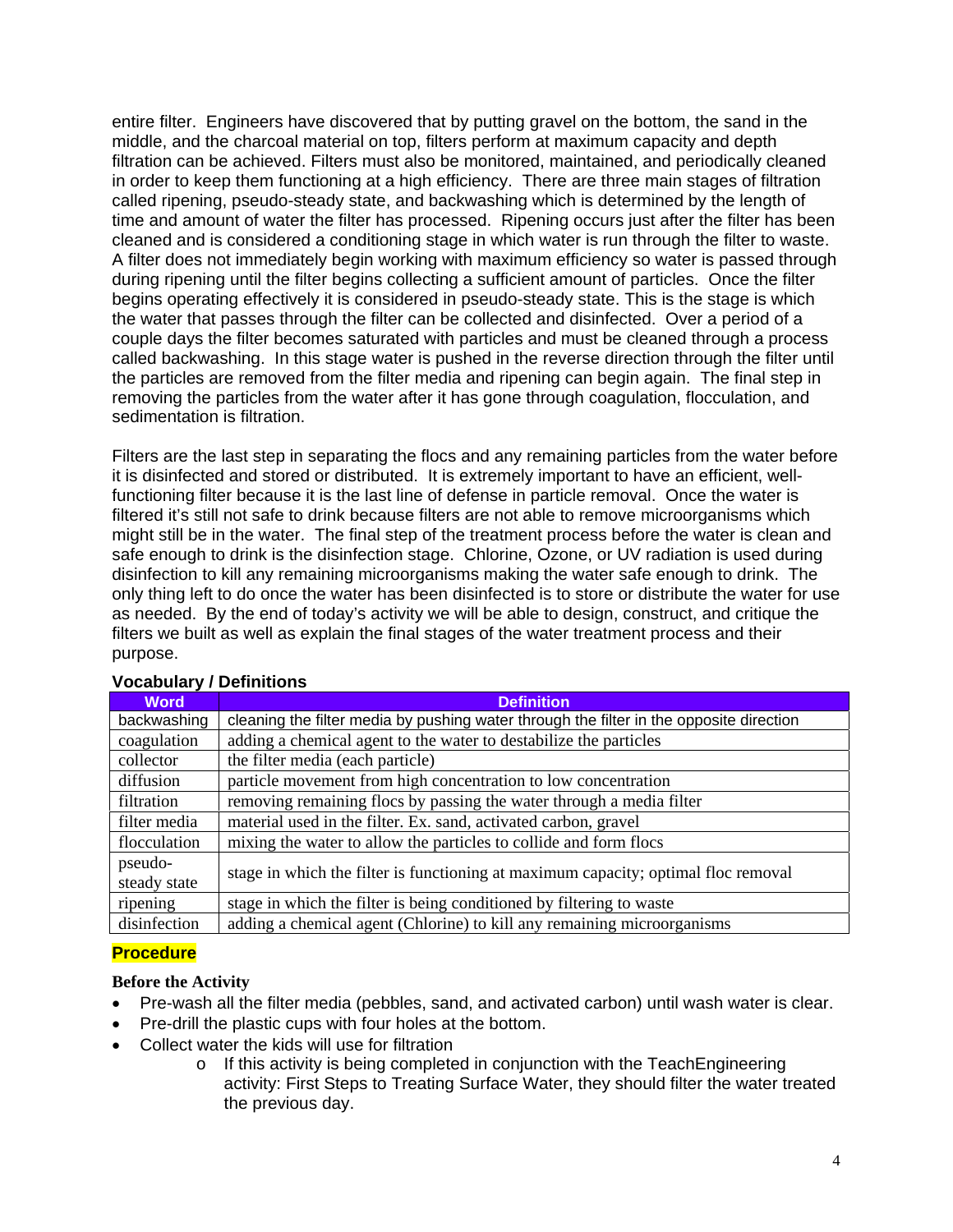entire filter. Engineers have discovered that by putting gravel on the bottom, the sand in the middle, and the charcoal material on top, filters perform at maximum capacity and depth filtration can be achieved. Filters must also be monitored, maintained, and periodically cleaned in order to keep them functioning at a high efficiency. There are three main stages of filtration called ripening, pseudo-steady state, and backwashing which is determined by the length of time and amount of water the filter has processed. Ripening occurs just after the filter has been cleaned and is considered a conditioning stage in which water is run through the filter to waste. A filter does not immediately begin working with maximum efficiency so water is passed through during ripening until the filter begins collecting a sufficient amount of particles. Once the filter begins operating effectively it is considered in pseudo-steady state. This is the stage is which the water that passes through the filter can be collected and disinfected. Over a period of a couple days the filter becomes saturated with particles and must be cleaned through a process called backwashing. In this stage water is pushed in the reverse direction through the filter until the particles are removed from the filter media and ripening can begin again. The final step in removing the particles from the water after it has gone through coagulation, flocculation, and sedimentation is filtration.

Filters are the last step in separating the flocs and any remaining particles from the water before it is disinfected and stored or distributed. It is extremely important to have an efficient, well-functioning filter because it is the last line of defense in particle removal. Once the water is filtered it's still not safe to drink because filters are not able to remove microorganisms which might still be in the water. The final step of the treatment process before the water is clean and safe enough to drink is the disinfection stage. Chlorine, Ozone, or UV radiation is used during disinfection to kill any remaining microorganisms making the water safe enough to drink. The only thing left to do once the water has been disinfected is to store or distribute the water for use as needed. By the end of today's activity we will be able to design, construct, and critique the filters we built as well as explain the final stages of the water treatment process and their purpose.

**Vocabulary / Definitions**

| Word | Definition |
|---|---|
| backwashing | cleaning the filter media by pushing water through the filter in the opposite direction |
| coagulation | adding a chemical agent to the water to destabilize the particles |
| collector | the filter media (each particle) |
| diffusion | particle movement from high concentration to low concentration |
| filtration | removing remaining flocs by passing the water through a media filter |
| filter media | material used in the filter. Ex. sand, activated carbon, gravel |
| flocculation | mixing the water to allow the particles to collide and form flocs |
| pseudo-steady state | stage in which the filter is functioning at maximum capacity; optimal floc removal |
| ripening | stage in which the filter is being conditioned by filtering to waste |
| disinfection | adding a chemical agent (Chlorine) to kill any remaining microorganisms |

## Procedure

**Before the Activity**

- Pre-wash all the filter media (pebbles, sand, and activated carbon) until wash water is clear.
- Pre-drill the plastic cups with four holes at the bottom.
- Collect water the kids will use for filtration
  - If this activity is being completed in conjunction with the TeachEngineering activity: First Steps to Treating Surface Water, they should filter the water treated the previous day.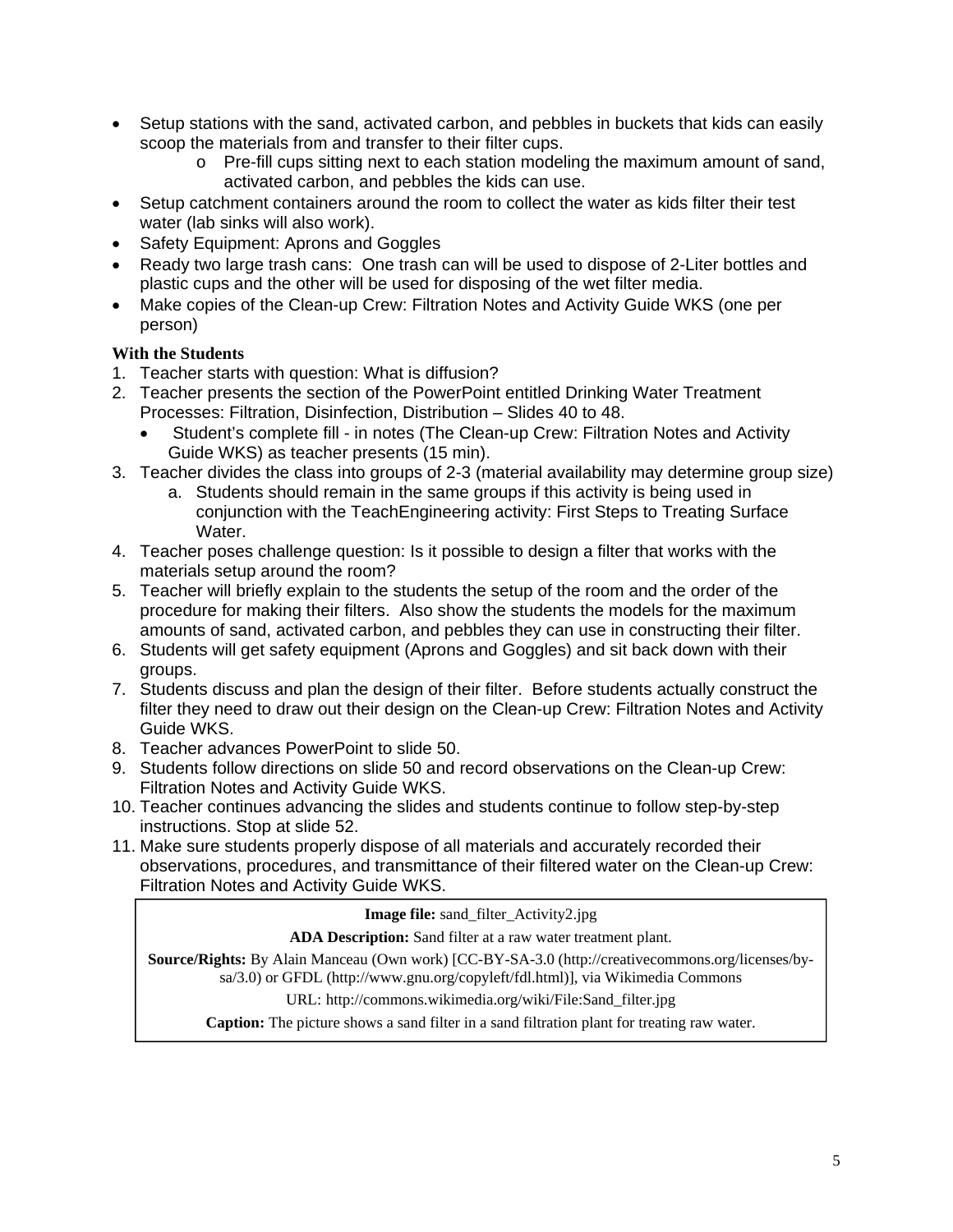- Setup stations with the sand, activated carbon, and pebbles in buckets that kids can easily scoop the materials from and transfer to their filter cups.
  - Pre-fill cups sitting next to each station modeling the maximum amount of sand, activated carbon, and pebbles the kids can use.
- Setup catchment containers around the room to collect the water as kids filter their test water (lab sinks will also work).
- Safety Equipment: Aprons and Goggles
- Ready two large trash cans: One trash can will be used to dispose of 2-Liter bottles and plastic cups and the other will be used for disposing of the wet filter media.
- Make copies of the Clean-up Crew: Filtration Notes and Activity Guide WKS (one per person)

**With the Students**

1. Teacher starts with question: What is diffusion?
2. Teacher presents the section of the PowerPoint entitled Drinking Water Treatment Processes: Filtration, Disinfection, Distribution – Slides 40 to 48.
   - Student's complete fill - in notes (The Clean-up Crew: Filtration Notes and Activity Guide WKS) as teacher presents (15 min).
3. Teacher divides the class into groups of 2-3 (material availability may determine group size)
   a. Students should remain in the same groups if this activity is being used in conjunction with the TeachEngineering activity: First Steps to Treating Surface Water.
4. Teacher poses challenge question: Is it possible to design a filter that works with the materials setup around the room?
5. Teacher will briefly explain to the students the setup of the room and the order of the procedure for making their filters. Also show the students the models for the maximum amounts of sand, activated carbon, and pebbles they can use in constructing their filter.
6. Students will get safety equipment (Aprons and Goggles) and sit back down with their groups.
7. Students discuss and plan the design of their filter. Before students actually construct the filter they need to draw out their design on the Clean-up Crew: Filtration Notes and Activity Guide WKS.
8. Teacher advances PowerPoint to slide 50.
9. Students follow directions on slide 50 and record observations on the Clean-up Crew: Filtration Notes and Activity Guide WKS.
10. Teacher continues advancing the slides and students continue to follow step-by-step instructions. Stop at slide 52.
11. Make sure students properly dispose of all materials and accurately recorded their observations, procedures, and transmittance of their filtered water on the Clean-up Crew: Filtration Notes and Activity Guide WKS.

**Image file:** sand_filter_Activity2.jpg

**ADA Description:** Sand filter at a raw water treatment plant.

**Source/Rights:** By Alain Manceau (Own work) [CC-BY-SA-3.0 (http://creativecommons.org/licenses/by-sa/3.0) or GFDL (http://www.gnu.org/copyleft/fdl.html)], via Wikimedia Commons

URL: http://commons.wikimedia.org/wiki/File:Sand_filter.jpg

**Caption:** The picture shows a sand filter in a sand filtration plant for treating raw water.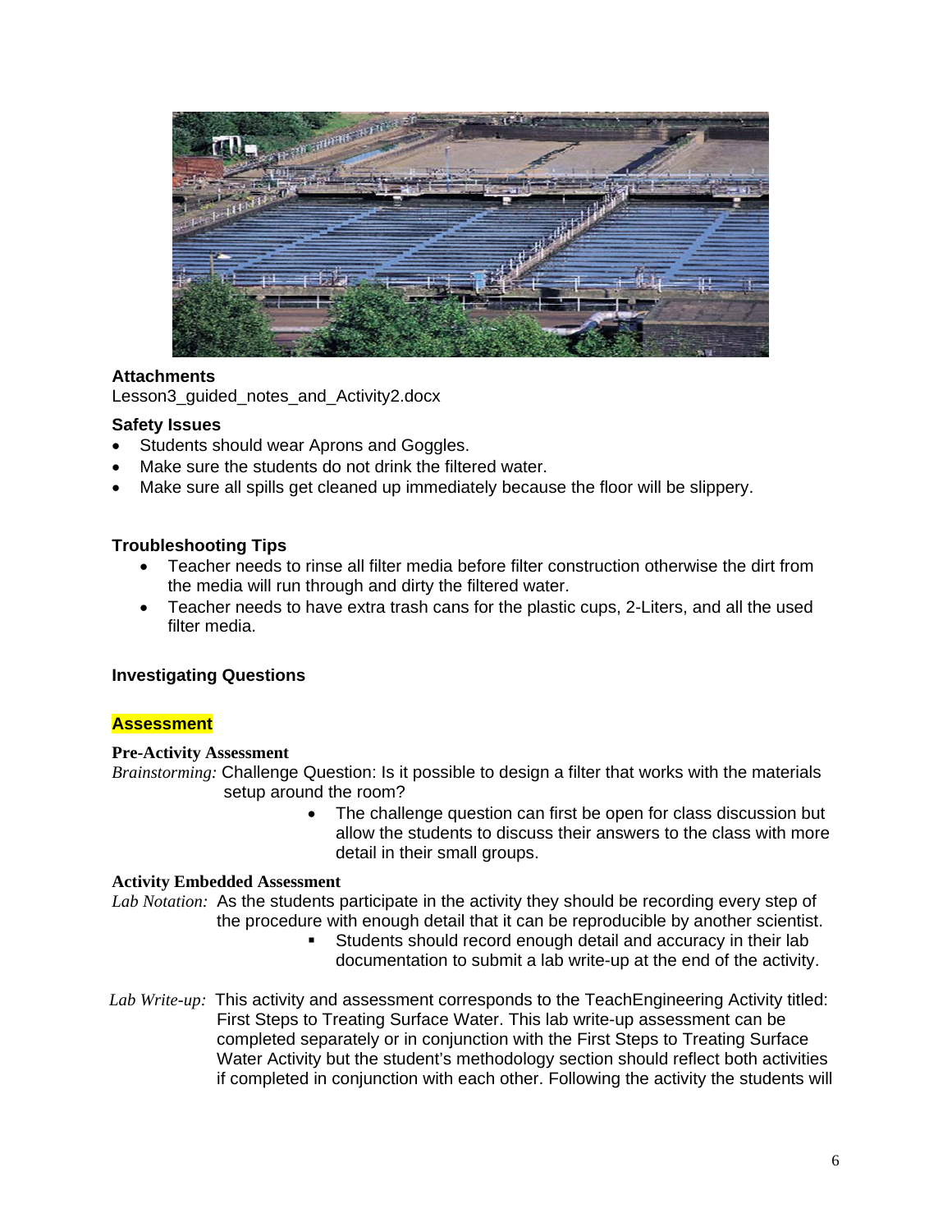**Attachments**
Lesson3_guided_notes_and_Activity2.docx

**Safety Issues**

- Students should wear Aprons and Goggles.
- Make sure the students do not drink the filtered water.
- Make sure all spills get cleaned up immediately because the floor will be slippery.

**Troubleshooting Tips**

- Teacher needs to rinse all filter media before filter construction otherwise the dirt from the media will run through and dirty the filtered water.
- Teacher needs to have extra trash cans for the plastic cups, 2-Liters, and all the used filter media.

**Investigating Questions**

**Assessment**

**Pre-Activity Assessment**

*Brainstorming:* Challenge Question: Is it possible to design a filter that works with the materials setup around the room?

- The challenge question can first be open for class discussion but allow the students to discuss their answers to the class with more detail in their small groups.

**Activity Embedded Assessment**

*Lab Notation:* As the students participate in the activity they should be recording every step of the procedure with enough detail that it can be reproducible by another scientist.

- Students should record enough detail and accuracy in their lab documentation to submit a lab write-up at the end of the activity.

*Lab Write-up:* This activity and assessment corresponds to the TeachEngineering Activity titled: First Steps to Treating Surface Water. This lab write-up assessment can be completed separately or in conjunction with the First Steps to Treating Surface Water Activity but the student's methodology section should reflect both activities if completed in conjunction with each other. Following the activity the students will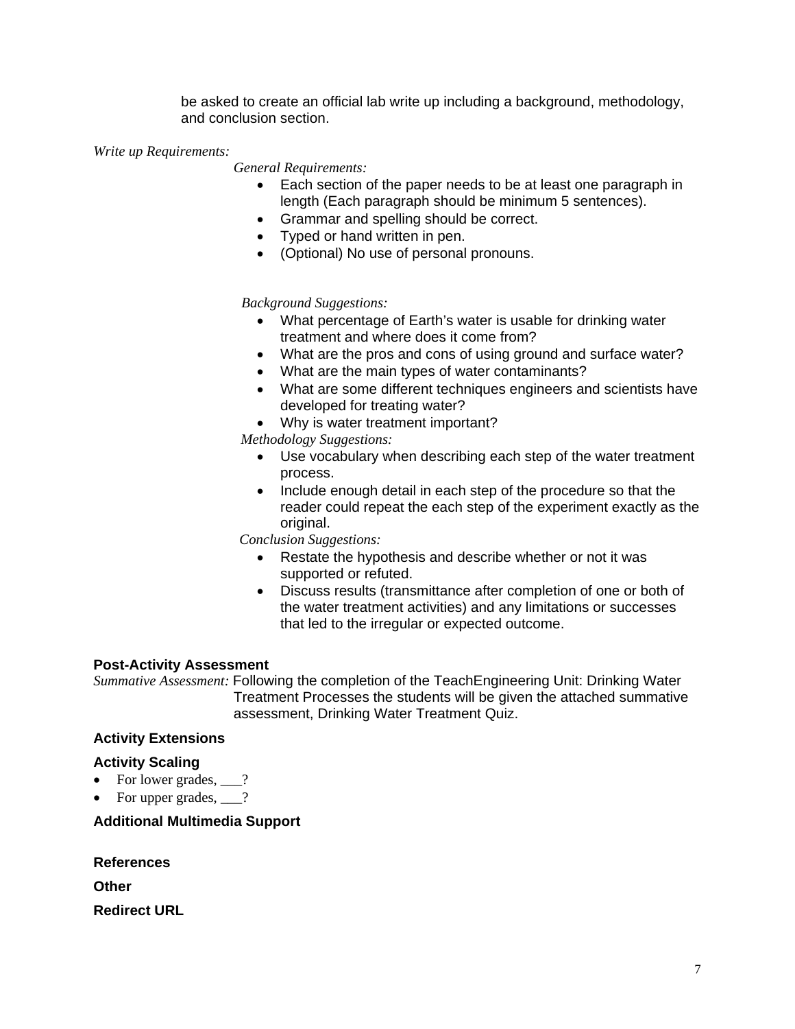be asked to create an official lab write up including a background, methodology, and conclusion section.

*Write up Requirements:*

*General Requirements:*

- Each section of the paper needs to be at least one paragraph in length (Each paragraph should be minimum 5 sentences).
- Grammar and spelling should be correct.
- Typed or hand written in pen.
- (Optional) No use of personal pronouns.

*Background Suggestions:*

- What percentage of Earth's water is usable for drinking water treatment and where does it come from?
- What are the pros and cons of using ground and surface water?
- What are the main types of water contaminants?
- What are some different techniques engineers and scientists have developed for treating water?
- Why is water treatment important?

*Methodology Suggestions:*

- Use vocabulary when describing each step of the water treatment process.
- Include enough detail in each step of the procedure so that the reader could repeat the each step of the experiment exactly as the original.

*Conclusion Suggestions:*

- Restate the hypothesis and describe whether or not it was supported or refuted.
- Discuss results (transmittance after completion of one or both of the water treatment activities) and any limitations or successes that led to the irregular or expected outcome.

### Post-Activity Assessment

*Summative Assessment:* Following the completion of the TeachEngineering Unit: Drinking Water Treatment Processes the students will be given the attached summative assessment, Drinking Water Treatment Quiz.

### Activity Extensions

### Activity Scaling

- For lower grades, ___?
- For upper grades, ___?

### Additional Multimedia Support

### References

### Other

### Redirect URL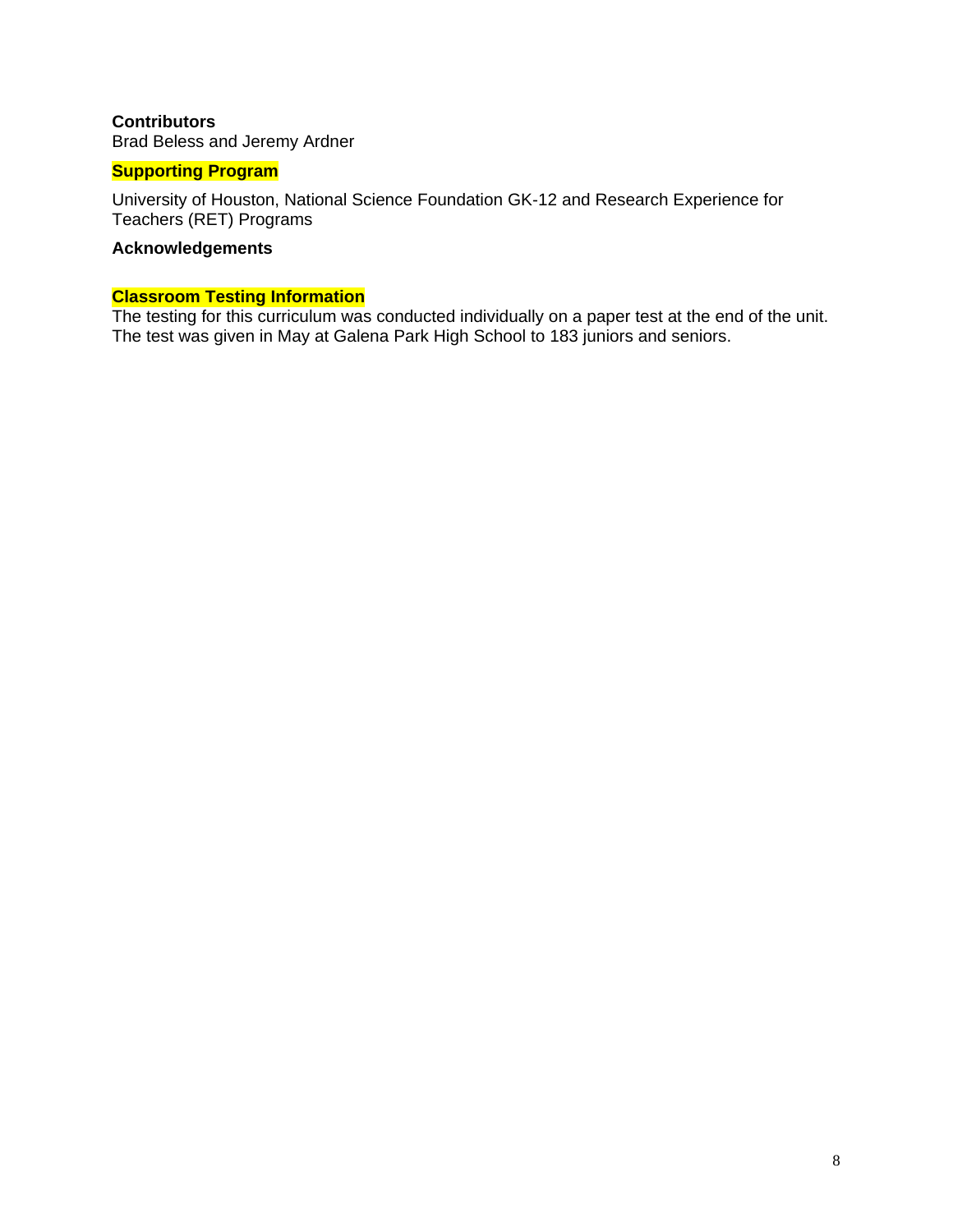**Contributors**
Brad Beless and Jeremy Ardner

**Supporting Program**

University of Houston, National Science Foundation GK-12 and Research Experience for Teachers (RET) Programs

**Acknowledgements**

**Classroom Testing Information**
The testing for this curriculum was conducted individually on a paper test at the end of the unit. The test was given in May at Galena Park High School to 183 juniors and seniors.